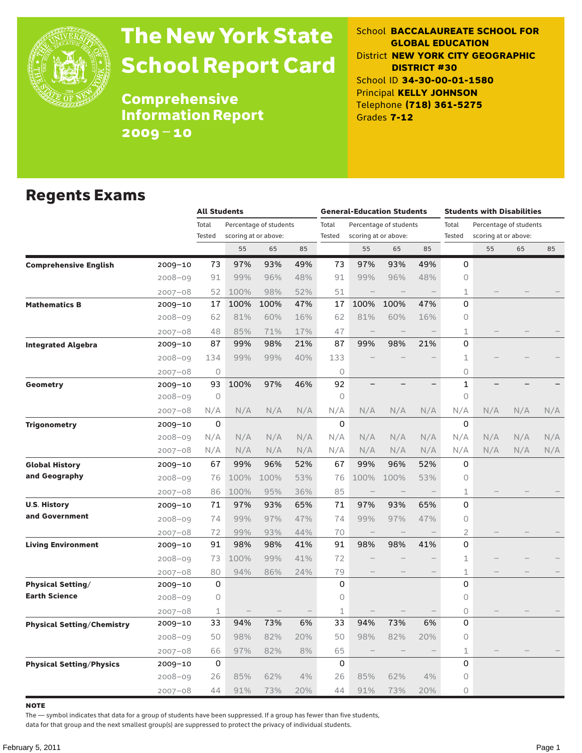# The New York State School Report Card

## Comprehensive Information Report 2009–10

School **BACCALAUREATE SCHOOL FOR GLOBAL EDUCATION**
District **NEW YORK CITY GEOGRAPHIC DISTRICT #30**
School ID **34-30-00-01-1580**
Principal **KELLY JOHNSON**
Telephone **(718) 361-5275**
Grades **7-12**

## Regents Exams

| | | All Students | | | | General-Education Students | | | | Students with Disabilities | | | |
|---|---|---|---|---|---|---|---|---|---|---|---|---|---|
| | | Total Tested | Percentage of students scoring at or above: | | | Total Tested | Percentage of students scoring at or above: | | | Total Tested | Percentage of students scoring at or above: | | |
| | | | 55 | 65 | 85 | | 55 | 65 | 85 | | 55 | 65 | 85 |
| **Comprehensive English** | 2009–10 | 73 | 97% | 93% | 49% | 73 | 97% | 93% | 49% | 0 | | | |
| | 2008–09 | 91 | 99% | 96% | 48% | 91 | 99% | 96% | 48% | 0 | | | |
| | 2007–08 | 52 | 100% | 98% | 52% | 51 | – | – | – | 1 | – | – | – |
| **Mathematics B** | 2009–10 | 17 | 100% | 100% | 47% | 17 | 100% | 100% | 47% | 0 | | | |
| | 2008–09 | 62 | 81% | 60% | 16% | 62 | 81% | 60% | 16% | 0 | | | |
| | 2007–08 | 48 | 85% | 71% | 17% | 47 | – | – | – | 1 | – | – | – |
| **Integrated Algebra** | 2009–10 | 87 | 99% | 98% | 21% | 87 | 99% | 98% | 21% | 0 | | | |
| | 2008–09 | 134 | 99% | 99% | 40% | 133 | – | – | – | 1 | – | – | – |
| | 2007–08 | 0 | | | | 0 | | | | 0 | | | |
| **Geometry** | 2009–10 | 93 | 100% | 97% | 46% | 92 | – | – | – | 1 | – | – | – |
| | 2008–09 | 0 | | | | 0 | | | | 0 | | | |
| | 2007–08 | N/A | N/A | N/A | N/A | N/A | N/A | N/A | N/A | N/A | N/A | N/A | N/A |
| **Trigonometry** | 2009–10 | 0 | | | | 0 | | | | 0 | | | |
| | 2008–09 | N/A | N/A | N/A | N/A | N/A | N/A | N/A | N/A | N/A | N/A | N/A | N/A |
| | 2007–08 | N/A | N/A | N/A | N/A | N/A | N/A | N/A | N/A | N/A | N/A | N/A | N/A |
| **Global History and Geography** | 2009–10 | 67 | 99% | 96% | 52% | 67 | 99% | 96% | 52% | 0 | | | |
| | 2008–09 | 76 | 100% | 100% | 53% | 76 | 100% | 100% | 53% | 0 | | | |
| | 2007–08 | 86 | 100% | 95% | 36% | 85 | – | – | – | 1 | – | – | – |
| **U.S. History and Government** | 2009–10 | 71 | 97% | 93% | 65% | 71 | 97% | 93% | 65% | 0 | | | |
| | 2008–09 | 74 | 99% | 97% | 47% | 74 | 99% | 97% | 47% | 0 | | | |
| | 2007–08 | 72 | 99% | 93% | 44% | 70 | – | – | – | 2 | – | – | – |
| **Living Environment** | 2009–10 | 91 | 98% | 98% | 41% | 91 | 98% | 98% | 41% | 0 | | | |
| | 2008–09 | 73 | 100% | 99% | 41% | 72 | – | – | – | 1 | – | – | – |
| | 2007–08 | 80 | 94% | 86% | 24% | 79 | – | – | – | 1 | – | – | – |
| **Physical Setting/ Earth Science** | 2009–10 | 0 | | | | 0 | | | | 0 | | | |
| | 2008–09 | 0 | | | | 0 | | | | 0 | | | |
| | 2007–08 | 1 | – | – | – | 1 | – | – | – | 0 | – | – | – |
| **Physical Setting/Chemistry** | 2009–10 | 33 | 94% | 73% | 6% | 33 | 94% | 73% | 6% | 0 | | | |
| | 2008–09 | 50 | 98% | 82% | 20% | 50 | 98% | 82% | 20% | 0 | | | |
| | 2007–08 | 66 | 97% | 82% | 8% | 65 | – | – | – | 1 | – | – | – |
| **Physical Setting/Physics** | 2009–10 | 0 | | | | 0 | | | | 0 | | | |
| | 2008–09 | 26 | 85% | 62% | 4% | 26 | 85% | 62% | 4% | 0 | | | |
| | 2007–08 | 44 | 91% | 73% | 20% | 44 | 91% | 73% | 20% | 0 | | | |

**NOTE**
The — symbol indicates that data for a group of students have been suppressed. If a group has fewer than five students, data for that group and the next smallest group(s) are suppressed to protect the privacy of individual students.

February 5, 2011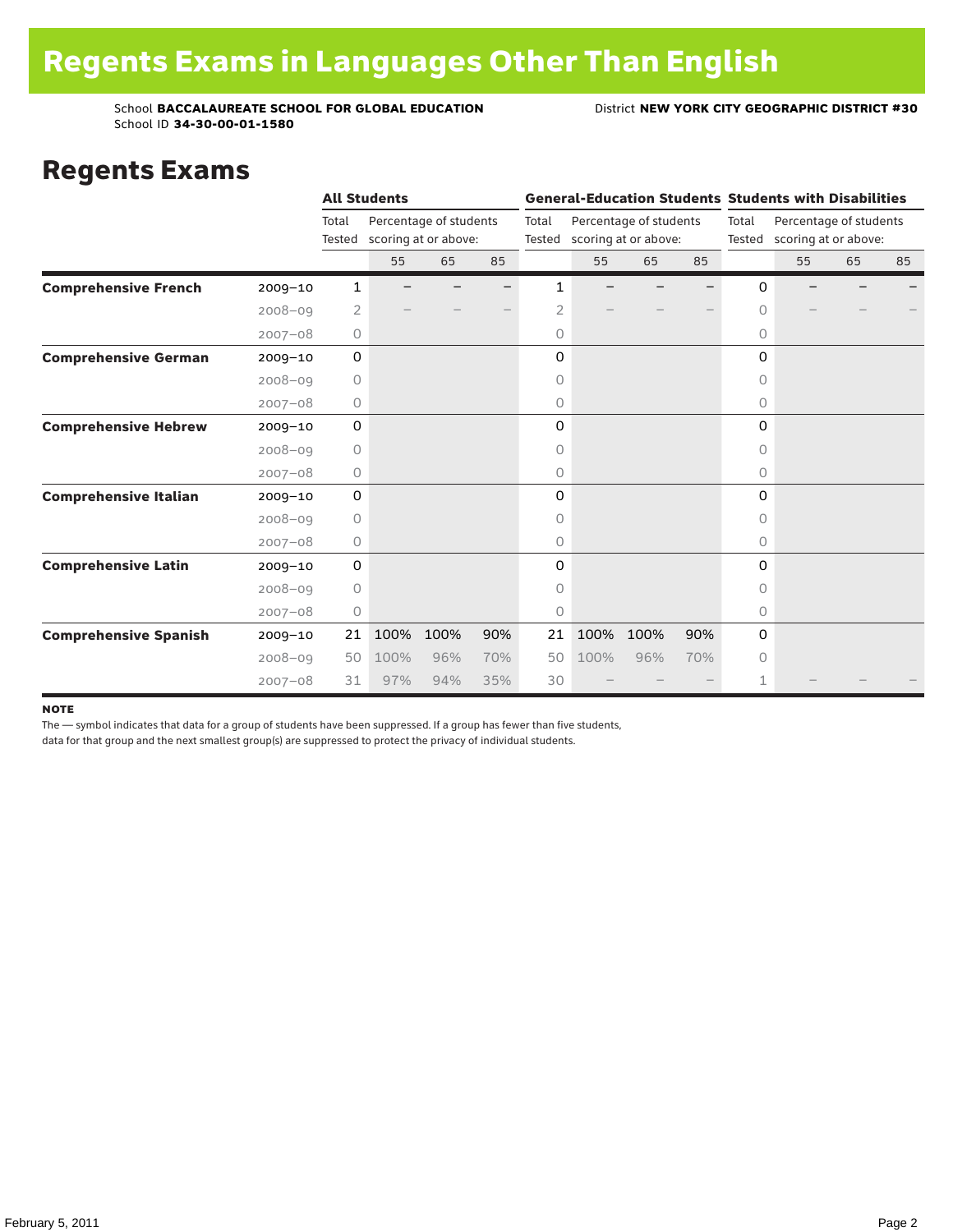# Regents Exams in Languages Other Than English

School **BACCALAUREATE SCHOOL FOR GLOBAL EDUCATION** District **NEW YORK CITY GEOGRAPHIC DISTRICT #30**
School ID **34-30-00-01-1580**

## Regents Exams

| | | All Students | | | | General-Education Students | | | | Students with Disabilities | | | |
|---|---|---|---|---|---|---|---|---|---|---|---|---|---|
| | | Total Tested | Percentage of students scoring at or above: | | | Total Tested | Percentage of students scoring at or above: | | | Total Tested | Percentage of students scoring at or above: | | |
| | | | 55 | 65 | 85 | | 55 | 65 | 85 | | 55 | 65 | 85 |
| **Comprehensive French** | 2009–10 | 1 | – | – | – | 1 | – | – | – | 0 | – | – | – |
| | 2008–09 | 2 | – | – | – | 2 | – | – | – | 0 | – | – | – |
| | 2007–08 | 0 | | | | 0 | | | | 0 | | | |
| **Comprehensive German** | 2009–10 | 0 | | | | 0 | | | | 0 | | | |
| | 2008–09 | 0 | | | | 0 | | | | 0 | | | |
| | 2007–08 | 0 | | | | 0 | | | | 0 | | | |
| **Comprehensive Hebrew** | 2009–10 | 0 | | | | 0 | | | | 0 | | | |
| | 2008–09 | 0 | | | | 0 | | | | 0 | | | |
| | 2007–08 | 0 | | | | 0 | | | | 0 | | | |
| **Comprehensive Italian** | 2009–10 | 0 | | | | 0 | | | | 0 | | | |
| | 2008–09 | 0 | | | | 0 | | | | 0 | | | |
| | 2007–08 | 0 | | | | 0 | | | | 0 | | | |
| **Comprehensive Latin** | 2009–10 | 0 | | | | 0 | | | | 0 | | | |
| | 2008–09 | 0 | | | | 0 | | | | 0 | | | |
| | 2007–08 | 0 | | | | 0 | | | | 0 | | | |
| **Comprehensive Spanish** | 2009–10 | 21 | 100% | 100% | 90% | 21 | 100% | 100% | 90% | 0 | | | |
| | 2008–09 | 50 | 100% | 96% | 70% | 50 | 100% | 96% | 70% | 0 | | | |
| | 2007–08 | 31 | 97% | 94% | 35% | 30 | – | – | – | 1 | – | – | – |

**NOTE**

The — symbol indicates that data for a group of students have been suppressed. If a group has fewer than five students, data for that group and the next smallest group(s) are suppressed to protect the privacy of individual students.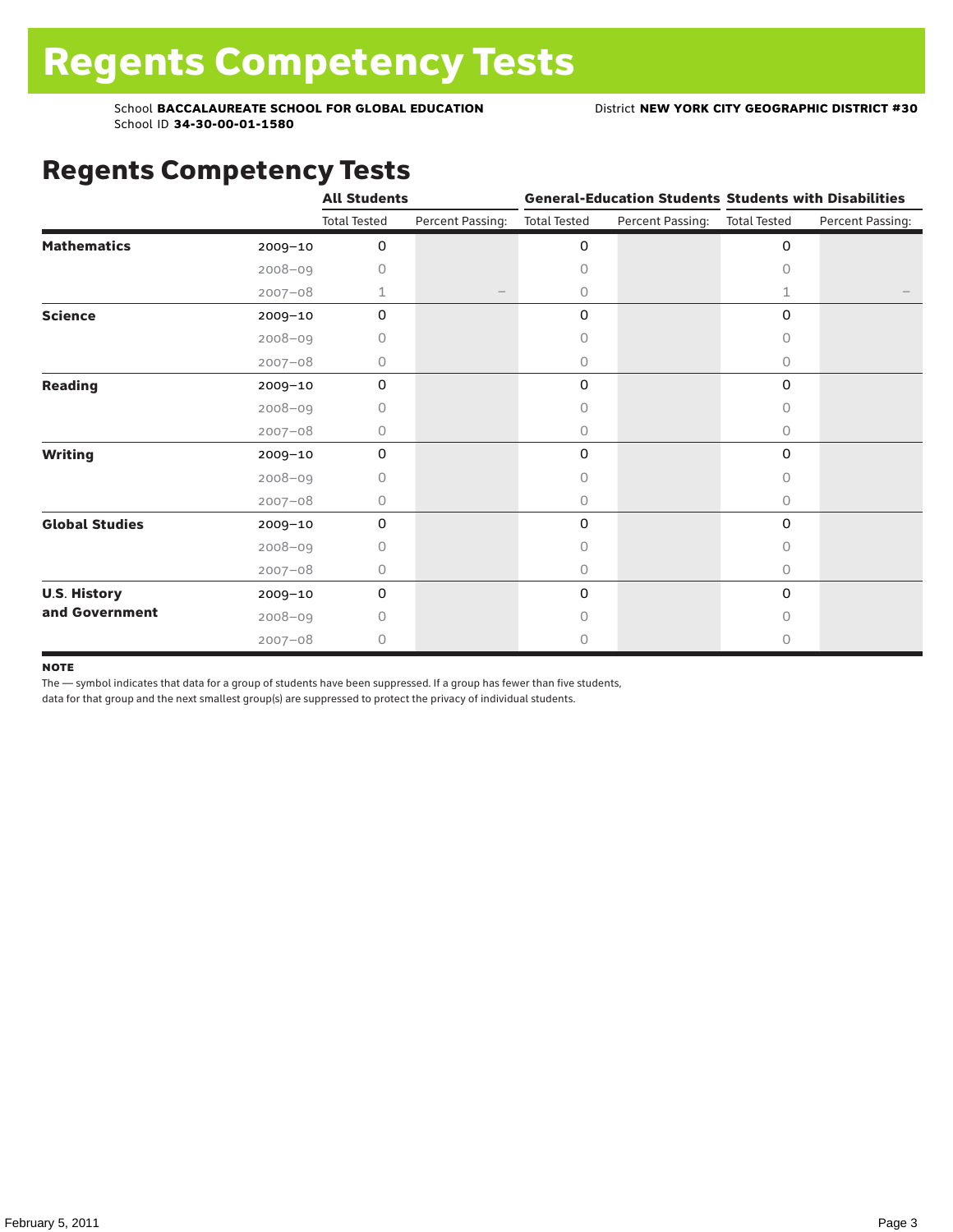# Regents Competency Tests

School **BACCALAUREATE SCHOOL FOR GLOBAL EDUCATION**
School ID **34-30-00-01-1580**

District **NEW YORK CITY GEOGRAPHIC DISTRICT #30**

## Regents Competency Tests

| | | All Students | | General-Education Students | | Students with Disabilities | |
|---|---|---|---|---|---|---|---|
| | | Total Tested | Percent Passing: | Total Tested | Percent Passing: | Total Tested | Percent Passing: |
| **Mathematics** | 2009–10 | 0 | | 0 | | 0 | |
| | 2008–09 | 0 | | 0 | | 0 | |
| | 2007–08 | 1 | — | 0 | | 1 | — |
| **Science** | 2009–10 | 0 | | 0 | | 0 | |
| | 2008–09 | 0 | | 0 | | 0 | |
| | 2007–08 | 0 | | 0 | | 0 | |
| **Reading** | 2009–10 | 0 | | 0 | | 0 | |
| | 2008–09 | 0 | | 0 | | 0 | |
| | 2007–08 | 0 | | 0 | | 0 | |
| **Writing** | 2009–10 | 0 | | 0 | | 0 | |
| | 2008–09 | 0 | | 0 | | 0 | |
| | 2007–08 | 0 | | 0 | | 0 | |
| **Global Studies** | 2009–10 | 0 | | 0 | | 0 | |
| | 2008–09 | 0 | | 0 | | 0 | |
| | 2007–08 | 0 | | 0 | | 0 | |
| **U.S. History and Government** | 2009–10 | 0 | | 0 | | 0 | |
| | 2008–09 | 0 | | 0 | | 0 | |
| | 2007–08 | 0 | | 0 | | 0 | |

**NOTE**

The — symbol indicates that data for a group of students have been suppressed. If a group has fewer than five students, data for that group and the next smallest group(s) are suppressed to protect the privacy of individual students.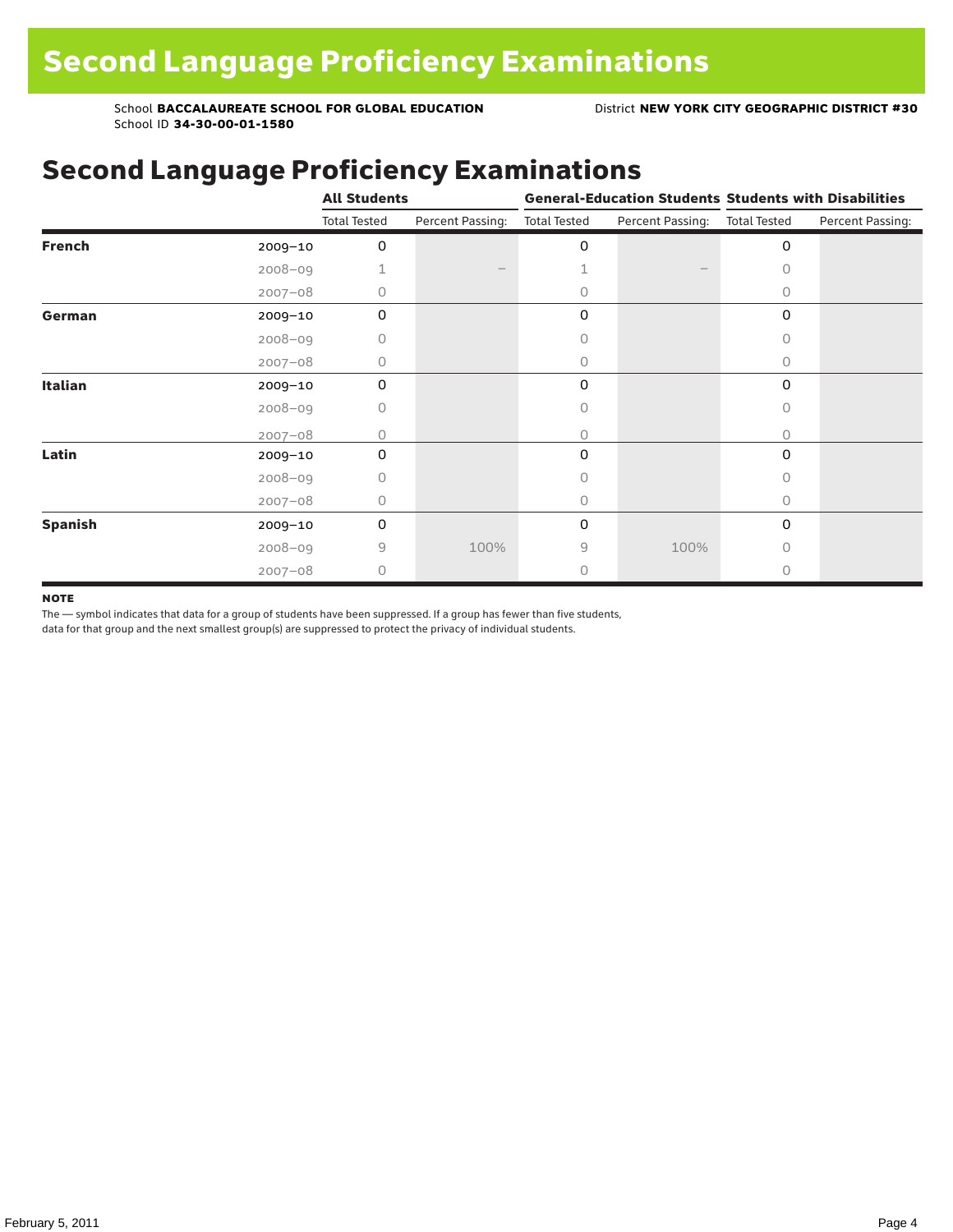# Second Language Proficiency Examinations

School **BACCALAUREATE SCHOOL FOR GLOBAL EDUCATION**
School ID **34-30-00-01-1580**

District **NEW YORK CITY GEOGRAPHIC DISTRICT #30**

## Second Language Proficiency Examinations

| | | All Students | | General-Education Students | | Students with Disabilities | |
|---|---|---|---|---|---|---|---|
| | | Total Tested | Percent Passing: | Total Tested | Percent Passing: | Total Tested | Percent Passing: |
| **French** | 2009–10 | 0 | | 0 | | 0 | |
| | 2008–09 | 1 | – | 1 | – | 0 | |
| | 2007–08 | 0 | | 0 | | 0 | |
| **German** | 2009–10 | 0 | | 0 | | 0 | |
| | 2008–09 | 0 | | 0 | | 0 | |
| | 2007–08 | 0 | | 0 | | 0 | |
| **Italian** | 2009–10 | 0 | | 0 | | 0 | |
| | 2008–09 | 0 | | 0 | | 0 | |
| | 2007–08 | 0 | | 0 | | 0 | |
| **Latin** | 2009–10 | 0 | | 0 | | 0 | |
| | 2008–09 | 0 | | 0 | | 0 | |
| | 2007–08 | 0 | | 0 | | 0 | |
| **Spanish** | 2009–10 | 0 | | 0 | | 0 | |
| | 2008–09 | 9 | 100% | 9 | 100% | 0 | |
| | 2007–08 | 0 | | 0 | | 0 | |

**NOTE**

The — symbol indicates that data for a group of students have been suppressed. If a group has fewer than five students, data for that group and the next smallest group(s) are suppressed to protect the privacy of individual students.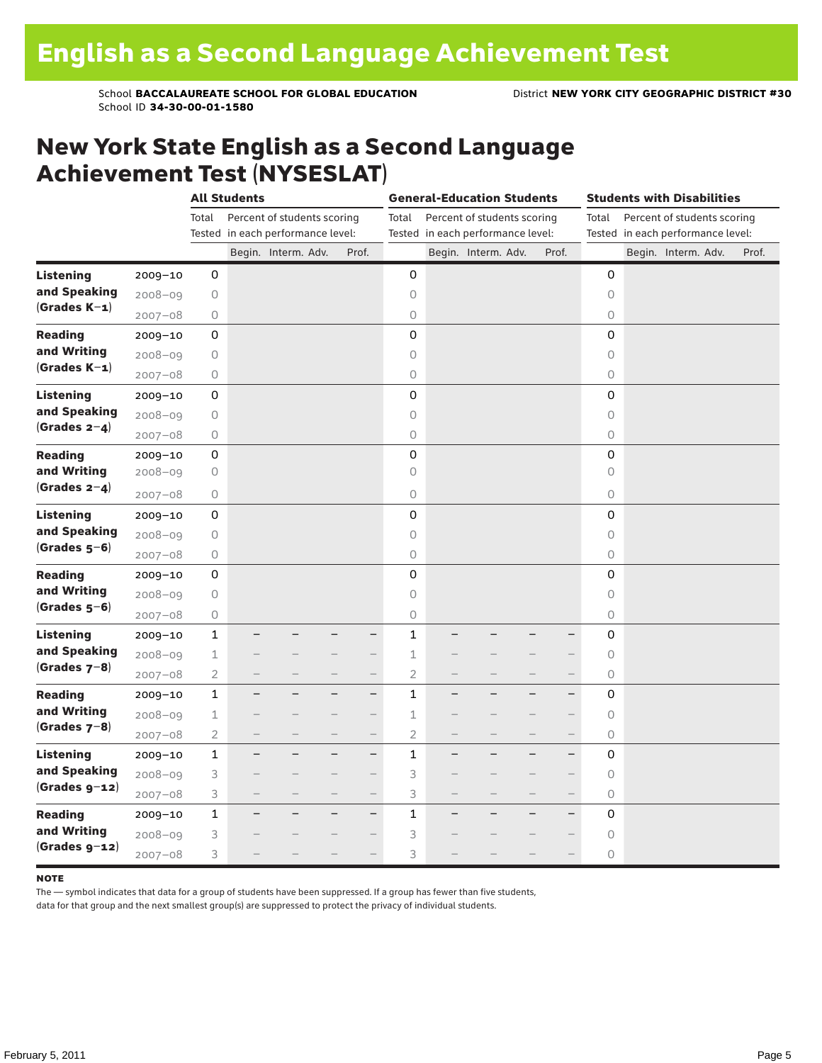# English as a Second Language Achievement Test

School **BACCALAUREATE SCHOOL FOR GLOBAL EDUCATION** District **NEW YORK CITY GEOGRAPHIC DISTRICT #30**
School ID **34-30-00-01-1580**

## New York State English as a Second Language Achievement Test (NYSESLAT)

| | | All Students | | | | | General-Education Students | | | | | Students with Disabilities | | | | |
|---|---|---|---|---|---|---|---|---|---|---|---|---|---|---|---|---|
| | | Total Tested | Percent of students scoring in each performance level: | | | | Total Tested | Percent of students scoring in each performance level: | | | | Total Tested | Percent of students scoring in each performance level: | | | |
| | | | Begin. | Interm. | Adv. | Prof. | | Begin. | Interm. | Adv. | Prof. | | Begin. | Interm. | Adv. | Prof. |
| **Listening and Speaking (Grades K–1)** | 2009–10 | 0 | | | | | 0 | | | | | 0 | | | | |
| | 2008–09 | 0 | | | | | 0 | | | | | 0 | | | | |
| | 2007–08 | 0 | | | | | 0 | | | | | 0 | | | | |
| **Reading and Writing (Grades K–1)** | 2009–10 | 0 | | | | | 0 | | | | | 0 | | | | |
| | 2008–09 | 0 | | | | | 0 | | | | | 0 | | | | |
| | 2007–08 | 0 | | | | | 0 | | | | | 0 | | | | |
| **Listening and Speaking (Grades 2–4)** | 2009–10 | 0 | | | | | 0 | | | | | 0 | | | | |
| | 2008–09 | 0 | | | | | 0 | | | | | 0 | | | | |
| | 2007–08 | 0 | | | | | 0 | | | | | 0 | | | | |
| **Reading and Writing (Grades 2–4)** | 2009–10 | 0 | | | | | 0 | | | | | 0 | | | | |
| | 2008–09 | 0 | | | | | 0 | | | | | 0 | | | | |
| | 2007–08 | 0 | | | | | 0 | | | | | 0 | | | | |
| **Listening and Speaking (Grades 5–6)** | 2009–10 | 0 | | | | | 0 | | | | | 0 | | | | |
| | 2008–09 | 0 | | | | | 0 | | | | | 0 | | | | |
| | 2007–08 | 0 | | | | | 0 | | | | | 0 | | | | |
| **Reading and Writing (Grades 5–6)** | 2009–10 | 0 | | | | | 0 | | | | | 0 | | | | |
| | 2008–09 | 0 | | | | | 0 | | | | | 0 | | | | |
| | 2007–08 | 0 | | | | | 0 | | | | | 0 | | | | |
| **Listening and Speaking (Grades 7–8)** | 2009–10 | 1 | – | – | – | – | 1 | – | – | – | – | 0 | | | | |
| | 2008–09 | 1 | – | – | – | – | 1 | – | – | – | – | 0 | | | | |
| | 2007–08 | 2 | – | – | – | – | 2 | – | – | – | – | 0 | | | | |
| **Reading and Writing (Grades 7–8)** | 2009–10 | 1 | – | – | – | – | 1 | – | – | – | – | 0 | | | | |
| | 2008–09 | 1 | – | – | – | – | 1 | – | – | – | – | 0 | | | | |
| | 2007–08 | 2 | – | – | – | – | 2 | – | – | – | – | 0 | | | | |
| **Listening and Speaking (Grades 9–12)** | 2009–10 | 1 | – | – | – | – | 1 | – | – | – | – | 0 | | | | |
| | 2008–09 | 3 | – | – | – | – | 3 | – | – | – | – | 0 | | | | |
| | 2007–08 | 3 | – | – | – | – | 3 | – | – | – | – | 0 | | | | |
| **Reading and Writing (Grades 9–12)** | 2009–10 | 1 | – | – | – | – | 1 | – | – | – | – | 0 | | | | |
| | 2008–09 | 3 | – | – | – | – | 3 | – | – | – | – | 0 | | | | |
| | 2007–08 | 3 | – | – | – | – | 3 | – | – | – | – | 0 | | | | |

**NOTE**

The — symbol indicates that data for a group of students have been suppressed. If a group has fewer than five students, data for that group and the next smallest group(s) are suppressed to protect the privacy of individual students.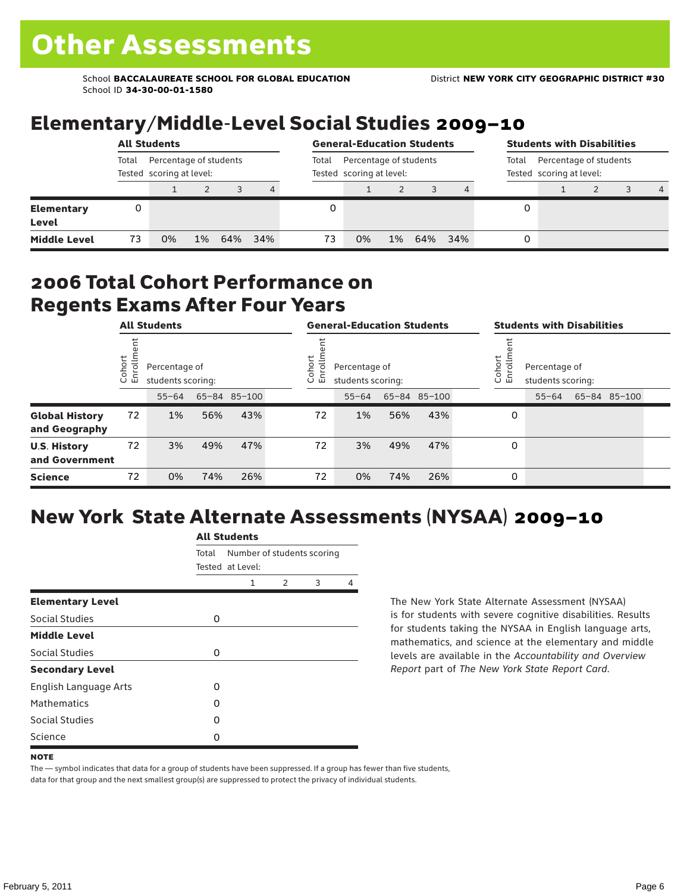# Other Assessments

School **BACCALAUREATE SCHOOL FOR GLOBAL EDUCATION** District **NEW YORK CITY GEOGRAPHIC DISTRICT #30**
School ID **34-30-00-01-1580**

## Elementary/Middle-Level Social Studies 2009–10

| | All Students | | | | | General-Education Students | | | | | Students with Disabilities | | | | |
|---|---|---|---|---|---|---|---|---|---|---|---|---|---|---|---|
| | Total Tested | Percentage of students scoring at level: | | | | Total Tested | Percentage of students scoring at level: | | | | Total Tested | Percentage of students scoring at level: | | | |
| | | 1 | 2 | 3 | 4 | | 1 | 2 | 3 | 4 | | 1 | 2 | 3 | 4 |
| **Elementary Level** | 0 | | | | | 0 | | | | | 0 | | | | |
| **Middle Level** | 73 | 0% | 1% | 64% | 34% | 73 | 0% | 1% | 64% | 34% | 0 | | | | |

## 2006 Total Cohort Performance on Regents Exams After Four Years

| | All Students | | | | General-Education Students | | | | Students with Disabilities | | | |
|---|---|---|---|---|---|---|---|---|---|---|---|---|
| | Cohort Enrollment | Percentage of students scoring: | | | Cohort Enrollment | Percentage of students scoring: | | | Cohort Enrollment | Percentage of students scoring: | | |
| | | 55–64 | 65–84 | 85–100 | | 55–64 | 65–84 | 85–100 | | 55–64 | 65–84 | 85–100 |
| **Global History and Geography** | 72 | 1% | 56% | 43% | 72 | 1% | 56% | 43% | 0 | | | |
| **U.S. History and Government** | 72 | 3% | 49% | 47% | 72 | 3% | 49% | 47% | 0 | | | |
| **Science** | 72 | 0% | 74% | 26% | 72 | 0% | 74% | 26% | 0 | | | |

## New York State Alternate Assessments (NYSAA) 2009–10

| | All Students | | | | |
|---|---|---|---|---|---|
| | Total Tested | Number of students scoring at Level: | | | |
| | | 1 | 2 | 3 | 4 |
| **Elementary Level** | | | | | |
| Social Studies | 0 | | | | |
| **Middle Level** | | | | | |
| Social Studies | 0 | | | | |
| **Secondary Level** | | | | | |
| English Language Arts | 0 | | | | |
| Mathematics | 0 | | | | |
| Social Studies | 0 | | | | |
| Science | 0 | | | | |

The New York State Alternate Assessment (NYSAA) is for students with severe cognitive disabilities. Results for students taking the NYSAA in English language arts, mathematics, and science at the elementary and middle levels are available in the *Accountability and Overview Report* part of *The New York State Report Card*.

**NOTE**

The — symbol indicates that data for a group of students have been suppressed. If a group has fewer than five students, data for that group and the next smallest group(s) are suppressed to protect the privacy of individual students.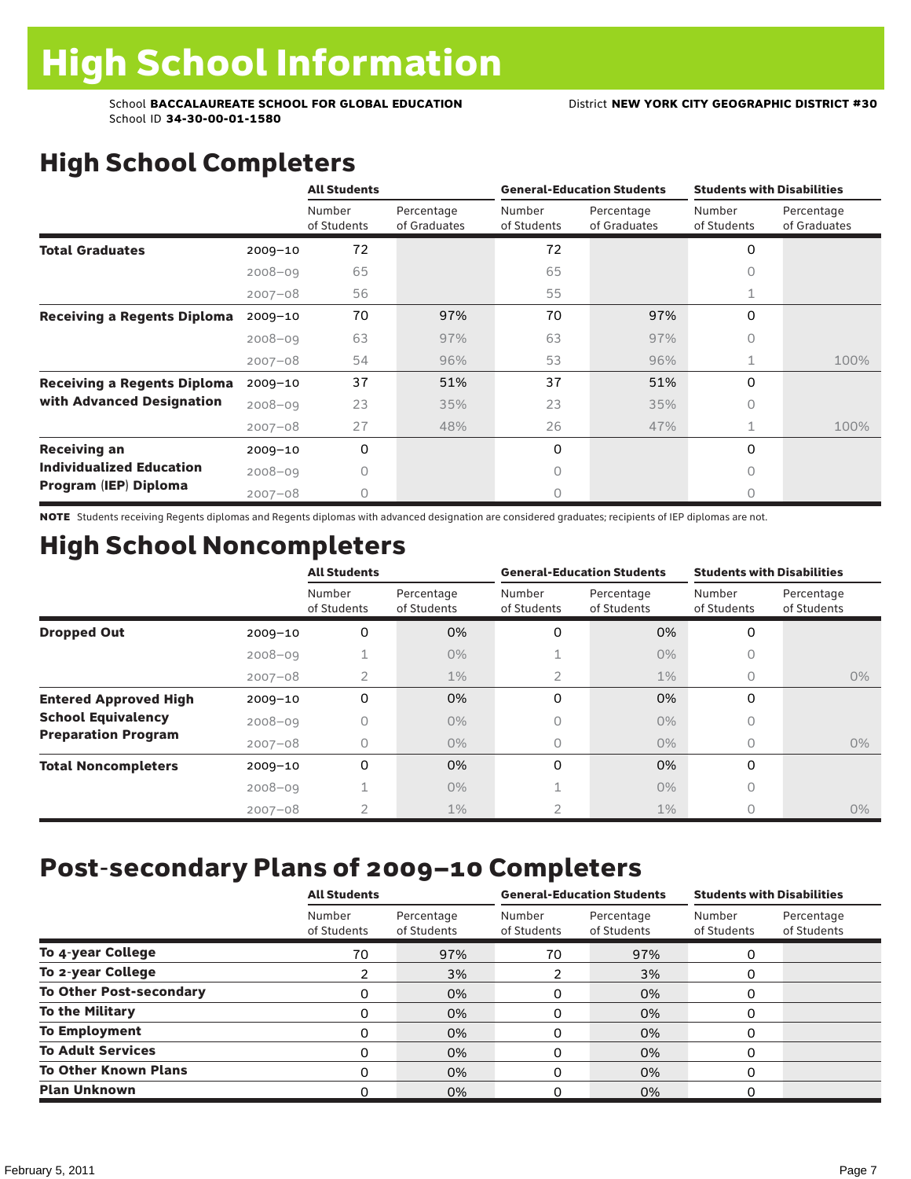# High School Information

School **BACCALAUREATE SCHOOL FOR GLOBAL EDUCATION**
School ID **34-30-00-01-1580**

District **NEW YORK CITY GEOGRAPHIC DISTRICT #30**

## High School Completers

| | | All Students | | General-Education Students | | Students with Disabilities | |
|---|---|---|---|---|---|---|---|
| | | Number of Students | Percentage of Graduates | Number of Students | Percentage of Graduates | Number of Students | Percentage of Graduates |
| **Total Graduates** | 2009–10 | 72 | | 72 | | 0 | |
| | 2008–09 | 65 | | 65 | | 0 | |
| | 2007–08 | 56 | | 55 | | 1 | |
| **Receiving a Regents Diploma** | 2009–10 | 70 | 97% | 70 | 97% | 0 | |
| | 2008–09 | 63 | 97% | 63 | 97% | 0 | |
| | 2007–08 | 54 | 96% | 53 | 96% | 1 | 100% |
| **Receiving a Regents Diploma with Advanced Designation** | 2009–10 | 37 | 51% | 37 | 51% | 0 | |
| | 2008–09 | 23 | 35% | 23 | 35% | 0 | |
| | 2007–08 | 27 | 48% | 26 | 47% | 1 | 100% |
| **Receiving an Individualized Education Program (IEP) Diploma** | 2009–10 | 0 | | 0 | | 0 | |
| | 2008–09 | 0 | | 0 | | 0 | |
| | 2007–08 | 0 | | 0 | | 0 | |

**NOTE** Students receiving Regents diplomas and Regents diplomas with advanced designation are considered graduates; recipients of IEP diplomas are not.

## High School Noncompleters

| | | All Students | | General-Education Students | | Students with Disabilities | |
|---|---|---|---|---|---|---|---|
| | | Number of Students | Percentage of Students | Number of Students | Percentage of Students | Number of Students | Percentage of Students |
| **Dropped Out** | 2009–10 | 0 | 0% | 0 | 0% | 0 | |
| | 2008–09 | 1 | 0% | 1 | 0% | 0 | |
| | 2007–08 | 2 | 1% | 2 | 1% | 0 | 0% |
| **Entered Approved High School Equivalency Preparation Program** | 2009–10 | 0 | 0% | 0 | 0% | 0 | |
| | 2008–09 | 0 | 0% | 0 | 0% | 0 | |
| | 2007–08 | 0 | 0% | 0 | 0% | 0 | 0% |
| **Total Noncompleters** | 2009–10 | 0 | 0% | 0 | 0% | 0 | |
| | 2008–09 | 1 | 0% | 1 | 0% | 0 | |
| | 2007–08 | 2 | 1% | 2 | 1% | 0 | 0% |

## Post-secondary Plans of 2009–10 Completers

| | All Students | | General-Education Students | | Students with Disabilities | |
|---|---|---|---|---|---|---|
| | Number of Students | Percentage of Students | Number of Students | Percentage of Students | Number of Students | Percentage of Students |
| **To 4-year College** | 70 | 97% | 70 | 97% | 0 | |
| **To 2-year College** | 2 | 3% | 2 | 3% | 0 | |
| **To Other Post-secondary** | 0 | 0% | 0 | 0% | 0 | |
| **To the Military** | 0 | 0% | 0 | 0% | 0 | |
| **To Employment** | 0 | 0% | 0 | 0% | 0 | |
| **To Adult Services** | 0 | 0% | 0 | 0% | 0 | |
| **To Other Known Plans** | 0 | 0% | 0 | 0% | 0 | |
| **Plan Unknown** | 0 | 0% | 0 | 0% | 0 | |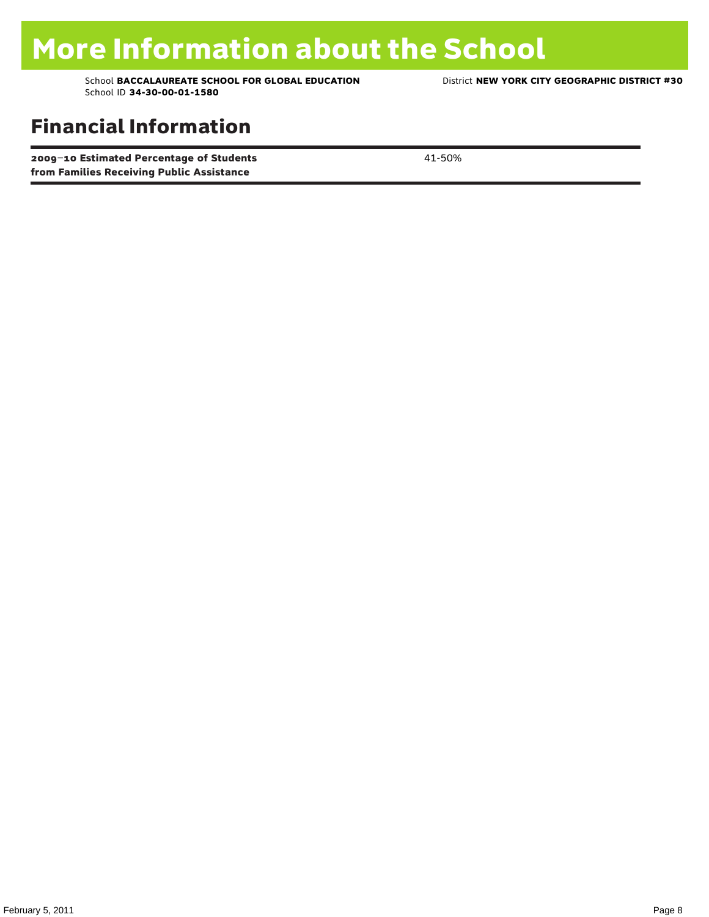# More Information about the School

School **BACCALAUREATE SCHOOL FOR GLOBAL EDUCATION**
School ID **34-30-00-01-1580**

District **NEW YORK CITY GEOGRAPHIC DISTRICT #30**

## Financial Information

| | |
|---|---|
| **2009–10 Estimated Percentage of Students from Families Receiving Public Assistance** | 41-50% |